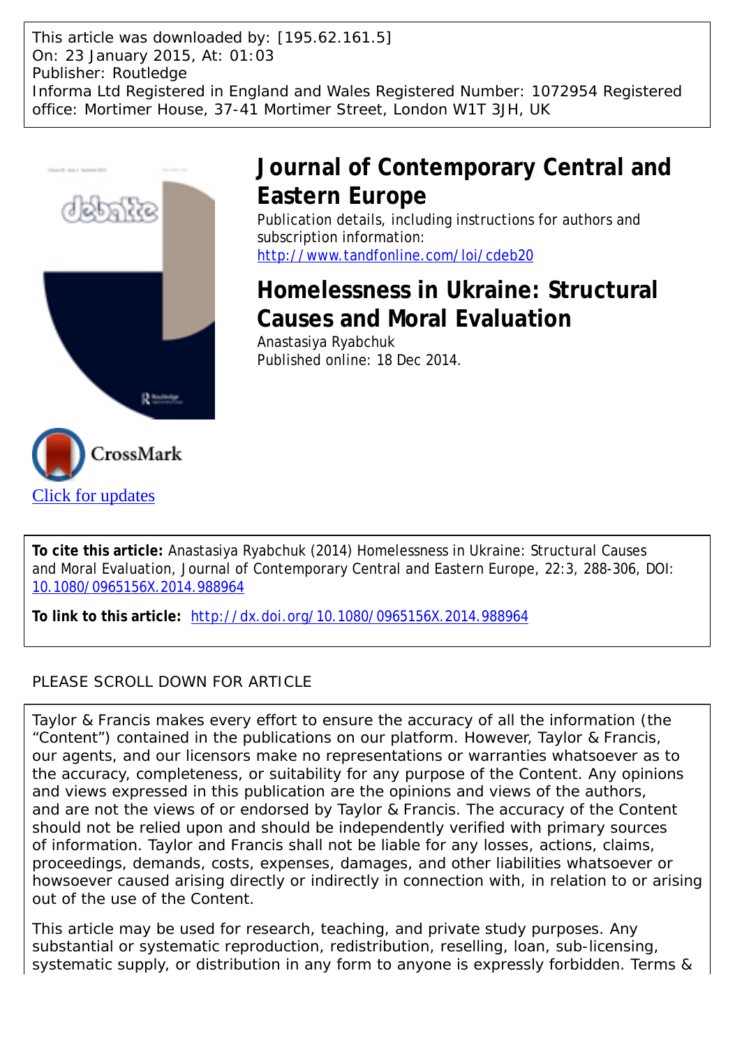This article was downloaded by: [195.62.161.5]
On: 23 January 2015, At: 01:03
Publisher: Routledge
Informa Ltd Registered in England and Wales Registered Number: 1072954 Registered office: Mortimer House, 37-41 Mortimer Street, London W1T 3JH, UK

# Journal of Contemporary Central and Eastern Europe

Publication details, including instructions for authors and subscription information:
http://www.tandfonline.com/loi/cdeb20

## Homelessness in Ukraine: Structural Causes and Moral Evaluation

Anastasiya Ryabchuk
Published online: 18 Dec 2014.

Click for updates

**To cite this article:** Anastasiya Ryabchuk (2014) Homelessness in Ukraine: Structural Causes and Moral Evaluation, Journal of Contemporary Central and Eastern Europe, 22:3, 288-306, DOI: 10.1080/0965156X.2014.988964

**To link to this article:** http://dx.doi.org/10.1080/0965156X.2014.988964

PLEASE SCROLL DOWN FOR ARTICLE

Taylor & Francis makes every effort to ensure the accuracy of all the information (the "Content") contained in the publications on our platform. However, Taylor & Francis, our agents, and our licensors make no representations or warranties whatsoever as to the accuracy, completeness, or suitability for any purpose of the Content. Any opinions and views expressed in this publication are the opinions and views of the authors, and are not the views of or endorsed by Taylor & Francis. The accuracy of the Content should not be relied upon and should be independently verified with primary sources of information. Taylor and Francis shall not be liable for any losses, actions, claims, proceedings, demands, costs, expenses, damages, and other liabilities whatsoever or howsoever caused arising directly or indirectly in connection with, in relation to or arising out of the use of the Content.

This article may be used for research, teaching, and private study purposes. Any substantial or systematic reproduction, redistribution, reselling, loan, sub-licensing, systematic supply, or distribution in any form to anyone is expressly forbidden. Terms &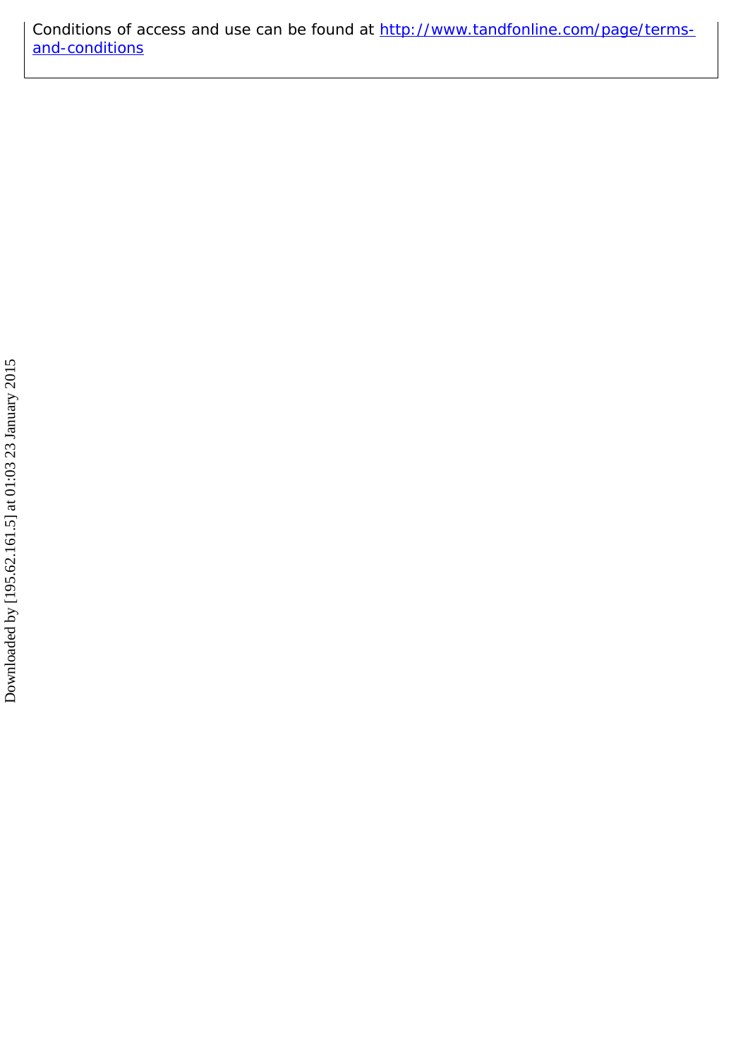Conditions of access and use can be found at [http://www.tandfonline.com/page/terms-and-conditions](http://www.tandfonline.com/page/terms-and-conditions)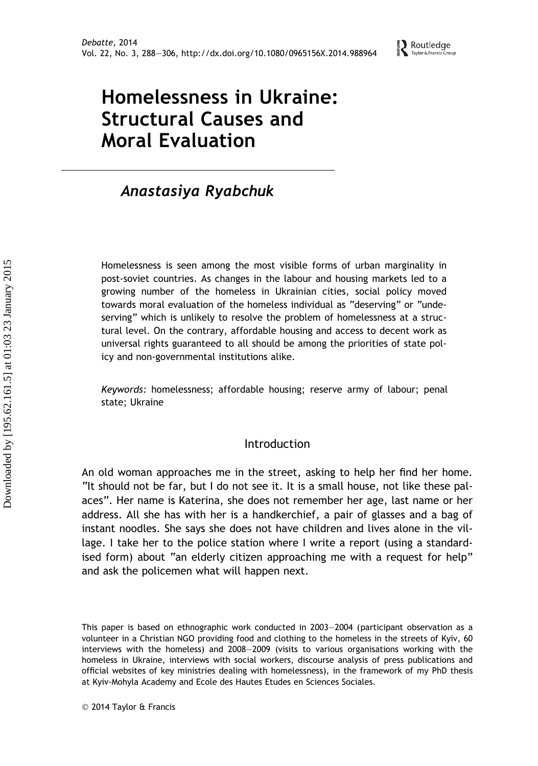# Homelessness in Ukraine: Structural Causes and Moral Evaluation

*Anastasiya Ryabchuk*

Homelessness is seen among the most visible forms of urban marginality in post-soviet countries. As changes in the labour and housing markets led to a growing number of the homeless in Ukrainian cities, social policy moved towards moral evaluation of the homeless individual as "deserving" or "undeserving" which is unlikely to resolve the problem of homelessness at a structural level. On the contrary, affordable housing and access to decent work as universal rights guaranteed to all should be among the priorities of state policy and non-governmental institutions alike.

*Keywords:* homelessness; affordable housing; reserve army of labour; penal state; Ukraine

## Introduction

An old woman approaches me in the street, asking to help her find her home. "It should not be far, but I do not see it. It is a small house, not like these palaces". Her name is Katerina, she does not remember her age, last name or her address. All she has with her is a handkerchief, a pair of glasses and a bag of instant noodles. She says she does not have children and lives alone in the village. I take her to the police station where I write a report (using a standardised form) about "an elderly citizen approaching me with a request for help" and ask the policemen what will happen next.

This paper is based on ethnographic work conducted in 2003–2004 (participant observation as a volunteer in a Christian NGO providing food and clothing to the homeless in the streets of Kyiv, 60 interviews with the homeless) and 2008–2009 (visits to various organisations working with the homeless in Ukraine, interviews with social workers, discourse analysis of press publications and official websites of key ministries dealing with homelessness), in the framework of my PhD thesis at Kyiv-Mohyla Academy and Ecole des Hautes Etudes en Sciences Sociales.

© 2014 Taylor & Francis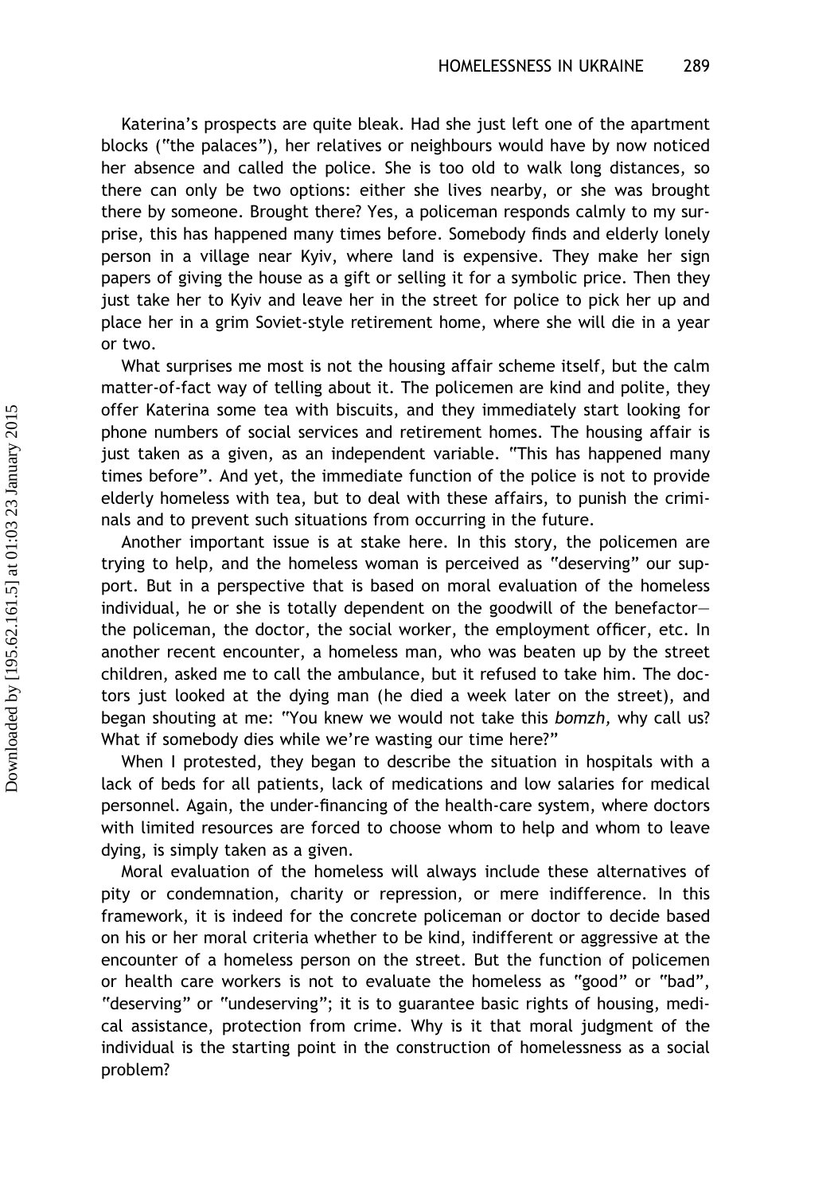Katerina's prospects are quite bleak. Had she just left one of the apartment blocks ("the palaces"), her relatives or neighbours would have by now noticed her absence and called the police. She is too old to walk long distances, so there can only be two options: either she lives nearby, or she was brought there by someone. Brought there? Yes, a policeman responds calmly to my surprise, this has happened many times before. Somebody finds and elderly lonely person in a village near Kyiv, where land is expensive. They make her sign papers of giving the house as a gift or selling it for a symbolic price. Then they just take her to Kyiv and leave her in the street for police to pick her up and place her in a grim Soviet-style retirement home, where she will die in a year or two.

What surprises me most is not the housing affair scheme itself, but the calm matter-of-fact way of telling about it. The policemen are kind and polite, they offer Katerina some tea with biscuits, and they immediately start looking for phone numbers of social services and retirement homes. The housing affair is just taken as a given, as an independent variable. "This has happened many times before". And yet, the immediate function of the police is not to provide elderly homeless with tea, but to deal with these affairs, to punish the criminals and to prevent such situations from occurring in the future.

Another important issue is at stake here. In this story, the policemen are trying to help, and the homeless woman is perceived as "deserving" our support. But in a perspective that is based on moral evaluation of the homeless individual, he or she is totally dependent on the goodwill of the benefactor—the policeman, the doctor, the social worker, the employment officer, etc. In another recent encounter, a homeless man, who was beaten up by the street children, asked me to call the ambulance, but it refused to take him. The doctors just looked at the dying man (he died a week later on the street), and began shouting at me: "You knew we would not take this *bomzh*, why call us? What if somebody dies while we're wasting our time here?"

When I protested, they began to describe the situation in hospitals with a lack of beds for all patients, lack of medications and low salaries for medical personnel. Again, the under-financing of the health-care system, where doctors with limited resources are forced to choose whom to help and whom to leave dying, is simply taken as a given.

Moral evaluation of the homeless will always include these alternatives of pity or condemnation, charity or repression, or mere indifference. In this framework, it is indeed for the concrete policeman or doctor to decide based on his or her moral criteria whether to be kind, indifferent or aggressive at the encounter of a homeless person on the street. But the function of policemen or health care workers is not to evaluate the homeless as "good" or "bad", "deserving" or "undeserving"; it is to guarantee basic rights of housing, medical assistance, protection from crime. Why is it that moral judgment of the individual is the starting point in the construction of homelessness as a social problem?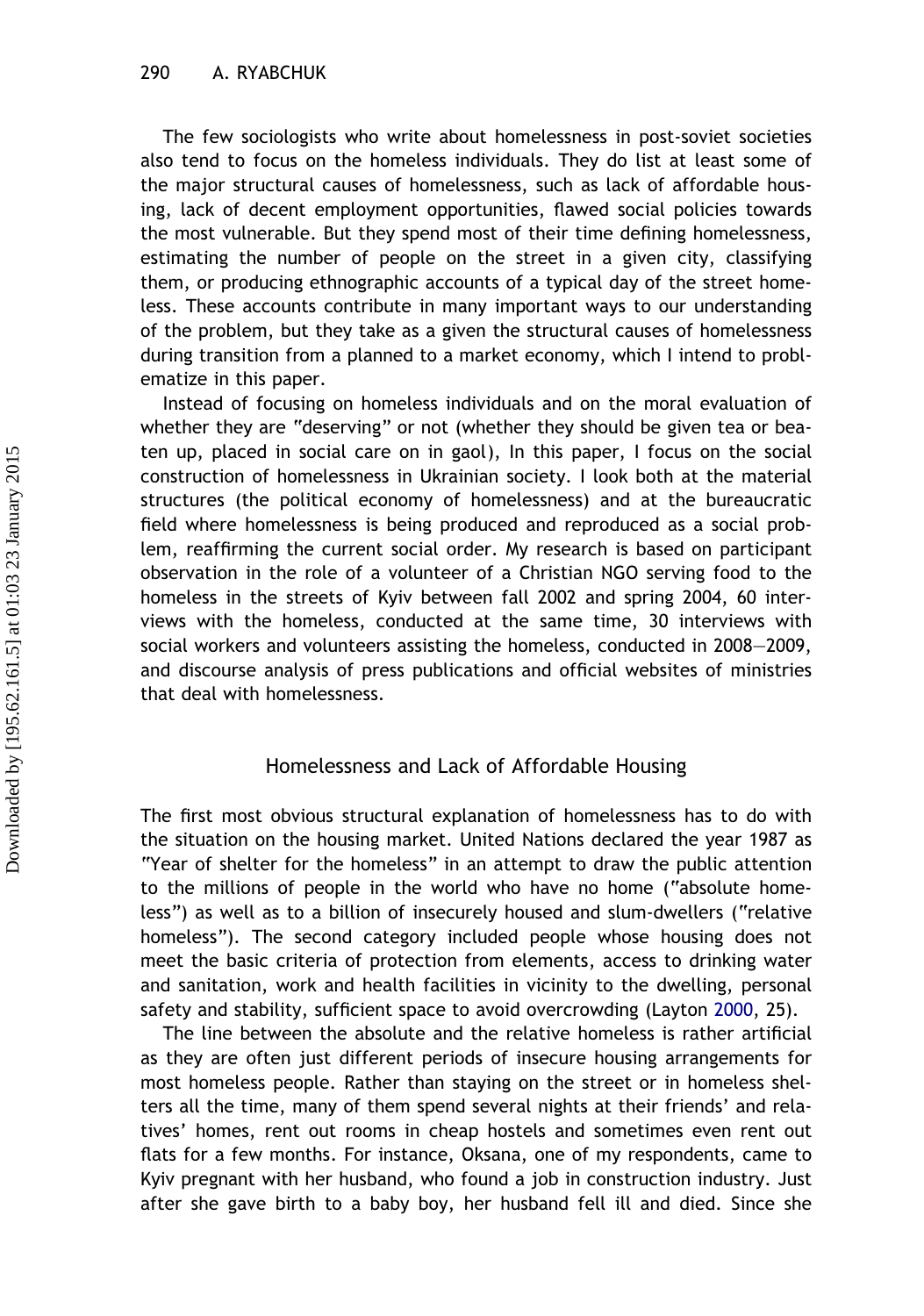The few sociologists who write about homelessness in post-soviet societies also tend to focus on the homeless individuals. They do list at least some of the major structural causes of homelessness, such as lack of affordable housing, lack of decent employment opportunities, flawed social policies towards the most vulnerable. But they spend most of their time defining homelessness, estimating the number of people on the street in a given city, classifying them, or producing ethnographic accounts of a typical day of the street homeless. These accounts contribute in many important ways to our understanding of the problem, but they take as a given the structural causes of homelessness during transition from a planned to a market economy, which I intend to problematize in this paper.

Instead of focusing on homeless individuals and on the moral evaluation of whether they are "deserving" or not (whether they should be given tea or beaten up, placed in social care on in gaol), In this paper, I focus on the social construction of homelessness in Ukrainian society. I look both at the material structures (the political economy of homelessness) and at the bureaucratic field where homelessness is being produced and reproduced as a social problem, reaffirming the current social order. My research is based on participant observation in the role of a volunteer of a Christian NGO serving food to the homeless in the streets of Kyiv between fall 2002 and spring 2004, 60 interviews with the homeless, conducted at the same time, 30 interviews with social workers and volunteers assisting the homeless, conducted in 2008–2009, and discourse analysis of press publications and official websites of ministries that deal with homelessness.

## Homelessness and Lack of Affordable Housing

The first most obvious structural explanation of homelessness has to do with the situation on the housing market. United Nations declared the year 1987 as "Year of shelter for the homeless" in an attempt to draw the public attention to the millions of people in the world who have no home ("absolute homeless") as well as to a billion of insecurely housed and slum-dwellers ("relative homeless"). The second category included people whose housing does not meet the basic criteria of protection from elements, access to drinking water and sanitation, work and health facilities in vicinity to the dwelling, personal safety and stability, sufficient space to avoid overcrowding (Layton 2000, 25).

The line between the absolute and the relative homeless is rather artificial as they are often just different periods of insecure housing arrangements for most homeless people. Rather than staying on the street or in homeless shelters all the time, many of them spend several nights at their friends' and relatives' homes, rent out rooms in cheap hostels and sometimes even rent out flats for a few months. For instance, Oksana, one of my respondents, came to Kyiv pregnant with her husband, who found a job in construction industry. Just after she gave birth to a baby boy, her husband fell ill and died. Since she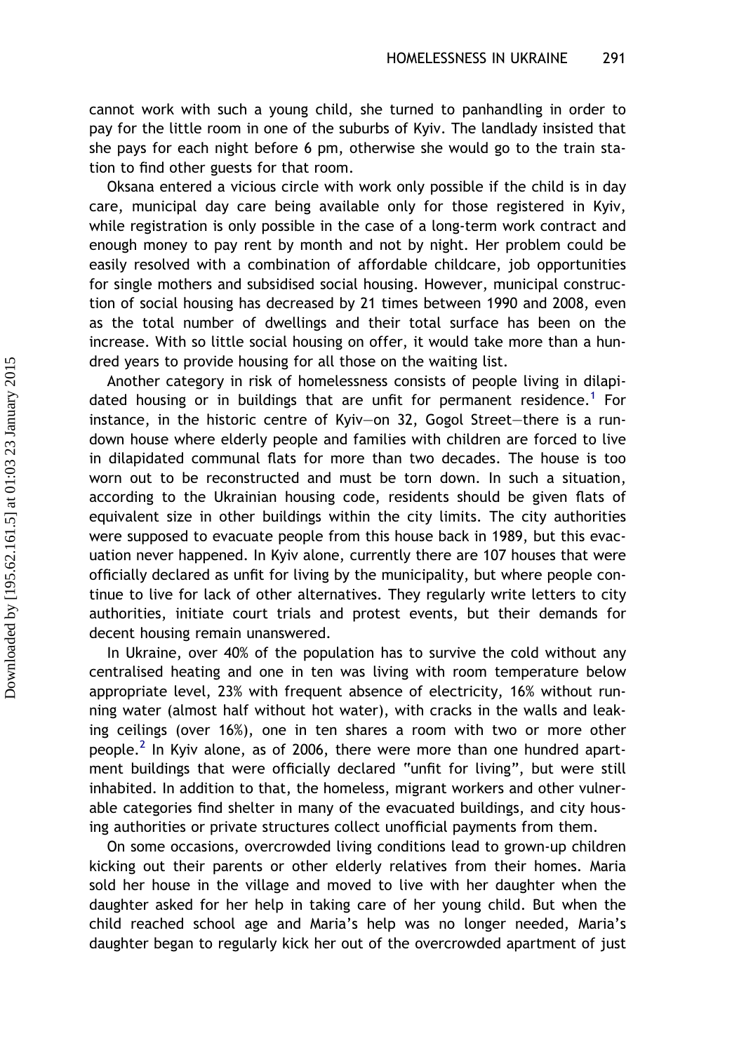cannot work with such a young child, she turned to panhandling in order to pay for the little room in one of the suburbs of Kyiv. The landlady insisted that she pays for each night before 6 pm, otherwise she would go to the train station to find other guests for that room.

Oksana entered a vicious circle with work only possible if the child is in day care, municipal day care being available only for those registered in Kyiv, while registration is only possible in the case of a long-term work contract and enough money to pay rent by month and not by night. Her problem could be easily resolved with a combination of affordable childcare, job opportunities for single mothers and subsidised social housing. However, municipal construction of social housing has decreased by 21 times between 1990 and 2008, even as the total number of dwellings and their total surface has been on the increase. With so little social housing on offer, it would take more than a hundred years to provide housing for all those on the waiting list.

Another category in risk of homelessness consists of people living in dilapidated housing or in buildings that are unfit for permanent residence.[1] For instance, in the historic centre of Kyiv—on 32, Gogol Street—there is a rundown house where elderly people and families with children are forced to live in dilapidated communal flats for more than two decades. The house is too worn out to be reconstructed and must be torn down. In such a situation, according to the Ukrainian housing code, residents should be given flats of equivalent size in other buildings within the city limits. The city authorities were supposed to evacuate people from this house back in 1989, but this evacuation never happened. In Kyiv alone, currently there are 107 houses that were officially declared as unfit for living by the municipality, but where people continue to live for lack of other alternatives. They regularly write letters to city authorities, initiate court trials and protest events, but their demands for decent housing remain unanswered.

In Ukraine, over 40% of the population has to survive the cold without any centralised heating and one in ten was living with room temperature below appropriate level, 23% with frequent absence of electricity, 16% without running water (almost half without hot water), with cracks in the walls and leaking ceilings (over 16%), one in ten shares a room with two or more other people.[2] In Kyiv alone, as of 2006, there were more than one hundred apartment buildings that were officially declared "unfit for living", but were still inhabited. In addition to that, the homeless, migrant workers and other vulnerable categories find shelter in many of the evacuated buildings, and city housing authorities or private structures collect unofficial payments from them.

On some occasions, overcrowded living conditions lead to grown-up children kicking out their parents or other elderly relatives from their homes. Maria sold her house in the village and moved to live with her daughter when the daughter asked for her help in taking care of her young child. But when the child reached school age and Maria's help was no longer needed, Maria's daughter began to regularly kick her out of the overcrowded apartment of just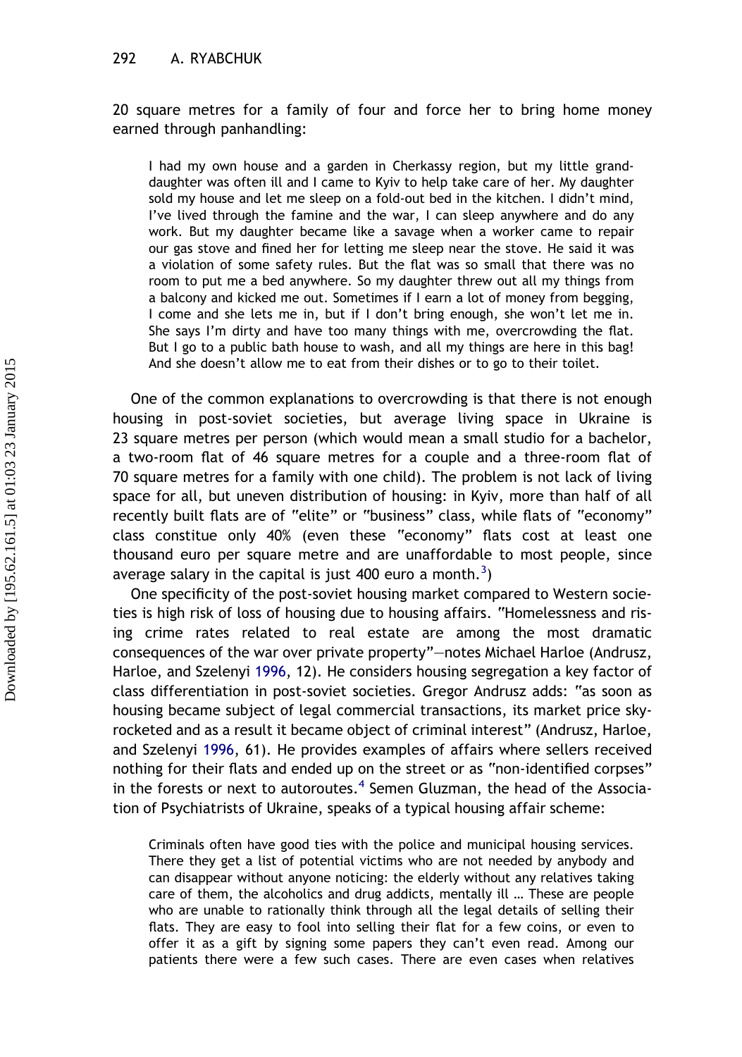20 square metres for a family of four and force her to bring home money earned through panhandling:

> I had my own house and a garden in Cherkassy region, but my little granddaughter was often ill and I came to Kyiv to help take care of her. My daughter sold my house and let me sleep on a fold-out bed in the kitchen. I didn't mind, I've lived through the famine and the war, I can sleep anywhere and do any work. But my daughter became like a savage when a worker came to repair our gas stove and fined her for letting me sleep near the stove. He said it was a violation of some safety rules. But the flat was so small that there was no room to put me a bed anywhere. So my daughter threw out all my things from a balcony and kicked me out. Sometimes if I earn a lot of money from begging, I come and she lets me in, but if I don't bring enough, she won't let me in. She says I'm dirty and have too many things with me, overcrowding the flat. But I go to a public bath house to wash, and all my things are here in this bag! And she doesn't allow me to eat from their dishes or to go to their toilet.

One of the common explanations to overcrowding is that there is not enough housing in post-soviet societies, but average living space in Ukraine is 23 square metres per person (which would mean a small studio for a bachelor, a two-room flat of 46 square metres for a couple and a three-room flat of 70 square metres for a family with one child). The problem is not lack of living space for all, but uneven distribution of housing: in Kyiv, more than half of all recently built flats are of "elite" or "business" class, while flats of "economy" class constitue only 40% (even these "economy" flats cost at least one thousand euro per square metre and are unaffordable to most people, since average salary in the capital is just 400 euro a month.[3])

One specificity of the post-soviet housing market compared to Western societies is high risk of loss of housing due to housing affairs. "Homelessness and rising crime rates related to real estate are among the most dramatic consequences of the war over private property"—notes Michael Harloe (Andrusz, Harloe, and Szelenyi 1996, 12). He considers housing segregation a key factor of class differentiation in post-soviet societies. Gregor Andrusz adds: "as soon as housing became subject of legal commercial transactions, its market price skyrocketed and as a result it became object of criminal interest" (Andrusz, Harloe, and Szelenyi 1996, 61). He provides examples of affairs where sellers received nothing for their flats and ended up on the street or as "non-identified corpses" in the forests or next to autoroutes.[4] Semen Gluzman, the head of the Association of Psychiatrists of Ukraine, speaks of a typical housing affair scheme:

> Criminals often have good ties with the police and municipal housing services. There they get a list of potential victims who are not needed by anybody and can disappear without anyone noticing: the elderly without any relatives taking care of them, the alcoholics and drug addicts, mentally ill … These are people who are unable to rationally think through all the legal details of selling their flats. They are easy to fool into selling their flat for a few coins, or even to offer it as a gift by signing some papers they can't even read. Among our patients there were a few such cases. There are even cases when relatives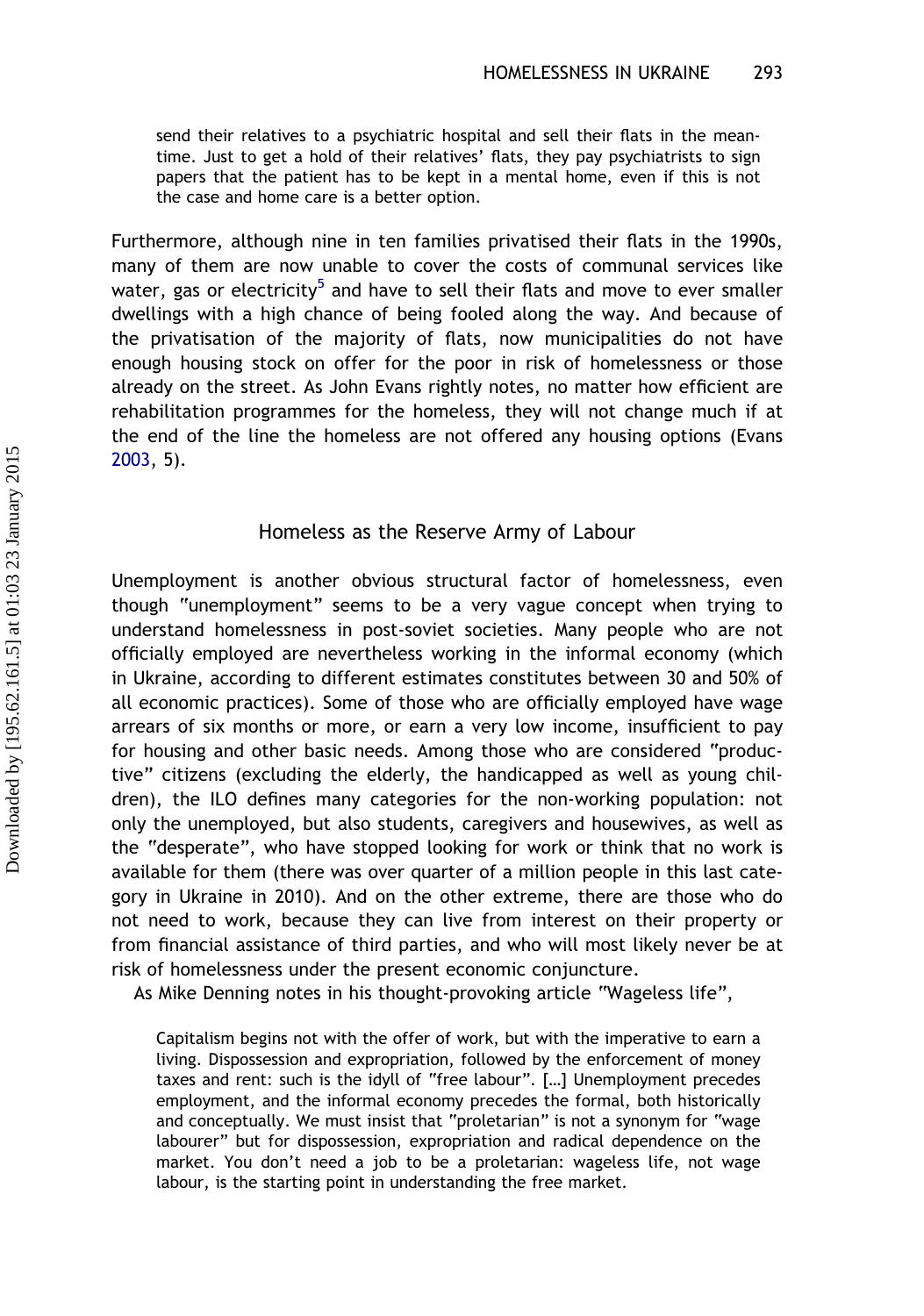> send their relatives to a psychiatric hospital and sell their flats in the meantime. Just to get a hold of their relatives' flats, they pay psychiatrists to sign papers that the patient has to be kept in a mental home, even if this is not the case and home care is a better option.

Furthermore, although nine in ten families privatised their flats in the 1990s, many of them are now unable to cover the costs of communal services like water, gas or electricity[5] and have to sell their flats and move to ever smaller dwellings with a high chance of being fooled along the way. And because of the privatisation of the majority of flats, now municipalities do not have enough housing stock on offer for the poor in risk of homelessness or those already on the street. As John Evans rightly notes, no matter how efficient are rehabilitation programmes for the homeless, they will not change much if at the end of the line the homeless are not offered any housing options (Evans 2003, 5).

## Homeless as the Reserve Army of Labour

Unemployment is another obvious structural factor of homelessness, even though "unemployment" seems to be a very vague concept when trying to understand homelessness in post-soviet societies. Many people who are not officially employed are nevertheless working in the informal economy (which in Ukraine, according to different estimates constitutes between 30 and 50% of all economic practices). Some of those who are officially employed have wage arrears of six months or more, or earn a very low income, insufficient to pay for housing and other basic needs. Among those who are considered "productive" citizens (excluding the elderly, the handicapped as well as young children), the ILO defines many categories for the non-working population: not only the unemployed, but also students, caregivers and housewives, as well as the "desperate", who have stopped looking for work or think that no work is available for them (there was over quarter of a million people in this last category in Ukraine in 2010). And on the other extreme, there are those who do not need to work, because they can live from interest on their property or from financial assistance of third parties, and who will most likely never be at risk of homelessness under the present economic conjuncture.

As Mike Denning notes in his thought-provoking article "Wageless life",

> Capitalism begins not with the offer of work, but with the imperative to earn a living. Dispossession and expropriation, followed by the enforcement of money taxes and rent: such is the idyll of "free labour". […] Unemployment precedes employment, and the informal economy precedes the formal, both historically and conceptually. We must insist that "proletarian" is not a synonym for "wage labourer" but for dispossession, expropriation and radical dependence on the market. You don't need a job to be a proletarian: wageless life, not wage labour, is the starting point in understanding the free market.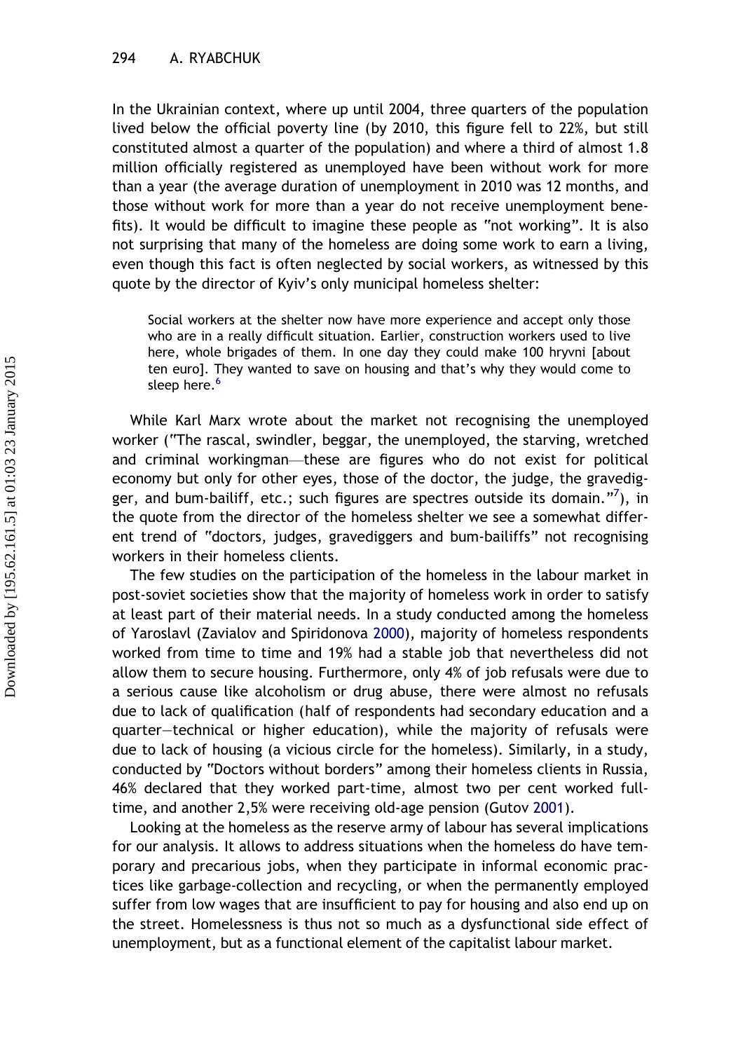In the Ukrainian context, where up until 2004, three quarters of the population lived below the official poverty line (by 2010, this figure fell to 22%, but still constituted almost a quarter of the population) and where a third of almost 1.8 million officially registered as unemployed have been without work for more than a year (the average duration of unemployment in 2010 was 12 months, and those without work for more than a year do not receive unemployment benefits). It would be difficult to imagine these people as "not working". It is also not surprising that many of the homeless are doing some work to earn a living, even though this fact is often neglected by social workers, as witnessed by this quote by the director of Kyiv's only municipal homeless shelter:

> Social workers at the shelter now have more experience and accept only those who are in a really difficult situation. Earlier, construction workers used to live here, whole brigades of them. In one day they could make 100 hryvni [about ten euro]. They wanted to save on housing and that's why they would come to sleep here.[6]

While Karl Marx wrote about the market not recognising the unemployed worker ("The rascal, swindler, beggar, the unemployed, the starving, wretched and criminal workingman—these are figures who do not exist for political economy but only for other eyes, those of the doctor, the judge, the gravedigger, and bum-bailiff, etc.; such figures are spectres outside its domain."[7]), in the quote from the director of the homeless shelter we see a somewhat different trend of "doctors, judges, gravediggers and bum-bailiffs" not recognising workers in their homeless clients.

The few studies on the participation of the homeless in the labour market in post-soviet societies show that the majority of homeless work in order to satisfy at least part of their material needs. In a study conducted among the homeless of Yaroslavl (Zavialov and Spiridonova 2000), majority of homeless respondents worked from time to time and 19% had a stable job that nevertheless did not allow them to secure housing. Furthermore, only 4% of job refusals were due to a serious cause like alcoholism or drug abuse, there were almost no refusals due to lack of qualification (half of respondents had secondary education and a quarter—technical or higher education), while the majority of refusals were due to lack of housing (a vicious circle for the homeless). Similarly, in a study, conducted by "Doctors without borders" among their homeless clients in Russia, 46% declared that they worked part-time, almost two per cent worked full-time, and another 2,5% were receiving old-age pension (Gutov 2001).

Looking at the homeless as the reserve army of labour has several implications for our analysis. It allows to address situations when the homeless do have temporary and precarious jobs, when they participate in informal economic practices like garbage-collection and recycling, or when the permanently employed suffer from low wages that are insufficient to pay for housing and also end up on the street. Homelessness is thus not so much as a dysfunctional side effect of unemployment, but as a functional element of the capitalist labour market.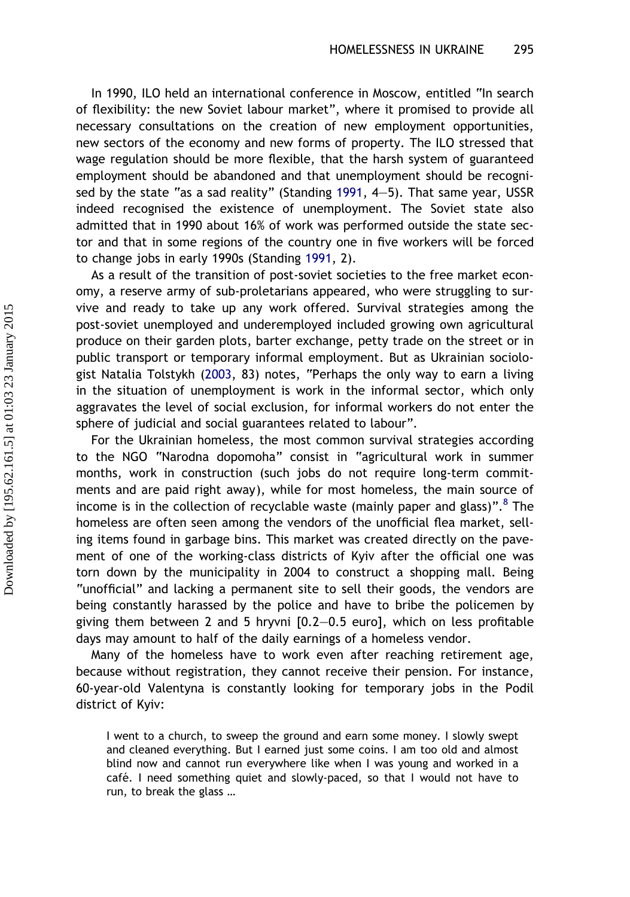In 1990, ILO held an international conference in Moscow, entitled "In search of flexibility: the new Soviet labour market", where it promised to provide all necessary consultations on the creation of new employment opportunities, new sectors of the economy and new forms of property. The ILO stressed that wage regulation should be more flexible, that the harsh system of guaranteed employment should be abandoned and that unemployment should be recognised by the state "as a sad reality" (Standing 1991, 4–5). That same year, USSR indeed recognised the existence of unemployment. The Soviet state also admitted that in 1990 about 16% of work was performed outside the state sector and that in some regions of the country one in five workers will be forced to change jobs in early 1990s (Standing 1991, 2).

As a result of the transition of post-soviet societies to the free market economy, a reserve army of sub-proletarians appeared, who were struggling to survive and ready to take up any work offered. Survival strategies among the post-soviet unemployed and underemployed included growing own agricultural produce on their garden plots, barter exchange, petty trade on the street or in public transport or temporary informal employment. But as Ukrainian sociologist Natalia Tolstykh (2003, 83) notes, "Perhaps the only way to earn a living in the situation of unemployment is work in the informal sector, which only aggravates the level of social exclusion, for informal workers do not enter the sphere of judicial and social guarantees related to labour".

For the Ukrainian homeless, the most common survival strategies according to the NGO "Narodna dopomoha" consist in "agricultural work in summer months, work in construction (such jobs do not require long-term commitments and are paid right away), while for most homeless, the main source of income is in the collection of recyclable waste (mainly paper and glass)".[8] The homeless are often seen among the vendors of the unofficial flea market, selling items found in garbage bins. This market was created directly on the pavement of one of the working-class districts of Kyiv after the official one was torn down by the municipality in 2004 to construct a shopping mall. Being "unofficial" and lacking a permanent site to sell their goods, the vendors are being constantly harassed by the police and have to bribe the policemen by giving them between 2 and 5 hryvni [0.2–0.5 euro], which on less profitable days may amount to half of the daily earnings of a homeless vendor.

Many of the homeless have to work even after reaching retirement age, because without registration, they cannot receive their pension. For instance, 60-year-old Valentyna is constantly looking for temporary jobs in the Podil district of Kyiv:

> I went to a church, to sweep the ground and earn some money. I slowly swept and cleaned everything. But I earned just some coins. I am too old and almost blind now and cannot run everywhere like when I was young and worked in a café. I need something quiet and slowly-paced, so that I would not have to run, to break the glass …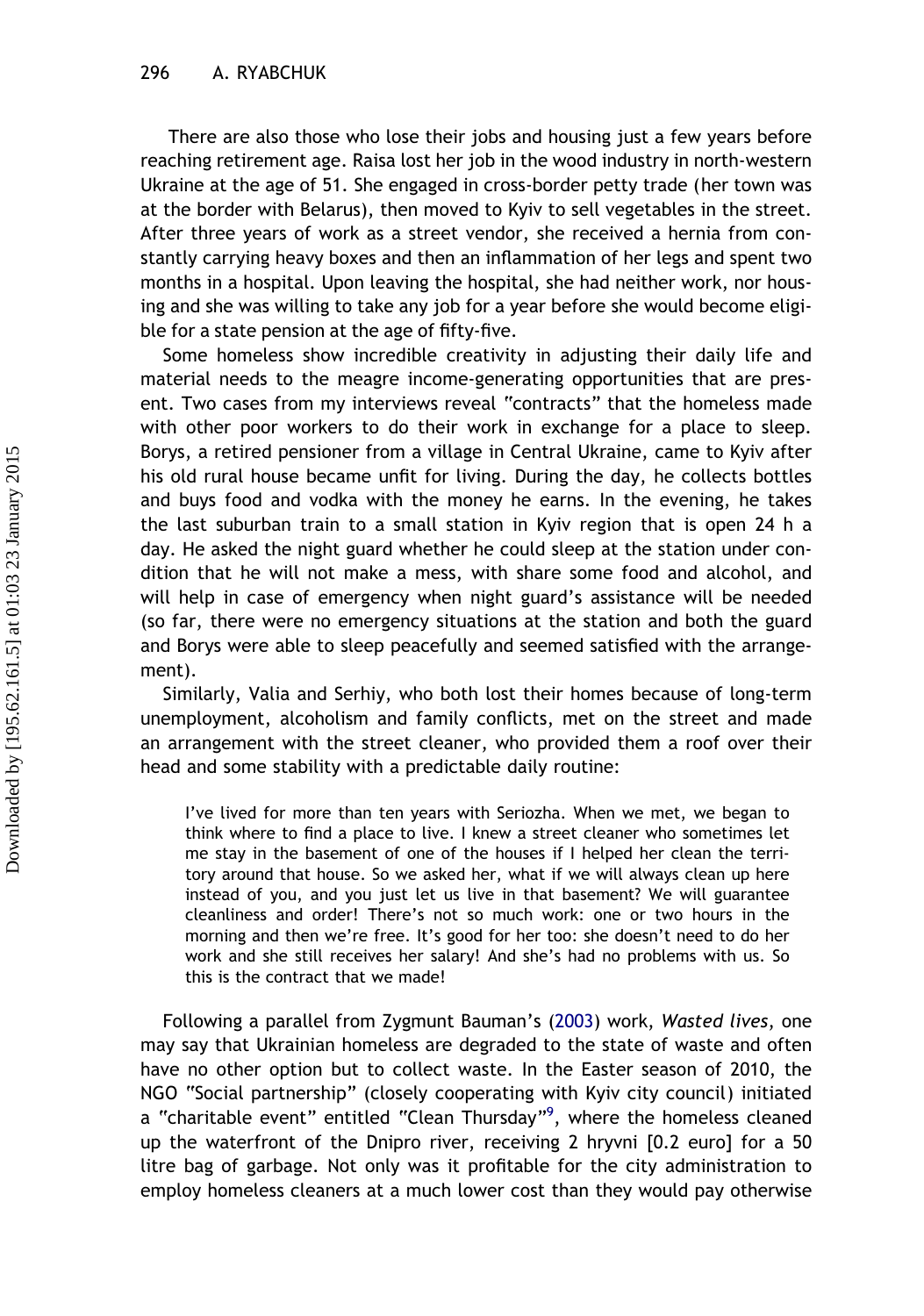There are also those who lose their jobs and housing just a few years before reaching retirement age. Raisa lost her job in the wood industry in north-western Ukraine at the age of 51. She engaged in cross-border petty trade (her town was at the border with Belarus), then moved to Kyiv to sell vegetables in the street. After three years of work as a street vendor, she received a hernia from constantly carrying heavy boxes and then an inflammation of her legs and spent two months in a hospital. Upon leaving the hospital, she had neither work, nor housing and she was willing to take any job for a year before she would become eligible for a state pension at the age of fifty-five.

Some homeless show incredible creativity in adjusting their daily life and material needs to the meagre income-generating opportunities that are present. Two cases from my interviews reveal "contracts" that the homeless made with other poor workers to do their work in exchange for a place to sleep. Borys, a retired pensioner from a village in Central Ukraine, came to Kyiv after his old rural house became unfit for living. During the day, he collects bottles and buys food and vodka with the money he earns. In the evening, he takes the last suburban train to a small station in Kyiv region that is open 24 h a day. He asked the night guard whether he could sleep at the station under condition that he will not make a mess, with share some food and alcohol, and will help in case of emergency when night guard's assistance will be needed (so far, there were no emergency situations at the station and both the guard and Borys were able to sleep peacefully and seemed satisfied with the arrangement).

Similarly, Valia and Serhiy, who both lost their homes because of long-term unemployment, alcoholism and family conflicts, met on the street and made an arrangement with the street cleaner, who provided them a roof over their head and some stability with a predictable daily routine:

> I've lived for more than ten years with Seriozha. When we met, we began to think where to find a place to live. I knew a street cleaner who sometimes let me stay in the basement of one of the houses if I helped her clean the territory around that house. So we asked her, what if we will always clean up here instead of you, and you just let us live in that basement? We will guarantee cleanliness and order! There's not so much work: one or two hours in the morning and then we're free. It's good for her too: she doesn't need to do her work and she still receives her salary! And she's had no problems with us. So this is the contract that we made!

Following a parallel from Zygmunt Bauman's (2003) work, *Wasted lives*, one may say that Ukrainian homeless are degraded to the state of waste and often have no other option but to collect waste. In the Easter season of 2010, the NGO "Social partnership" (closely cooperating with Kyiv city council) initiated a "charitable event" entitled "Clean Thursday"[9], where the homeless cleaned up the waterfront of the Dnipro river, receiving 2 hryvni [0.2 euro] for a 50 litre bag of garbage. Not only was it profitable for the city administration to employ homeless cleaners at a much lower cost than they would pay otherwise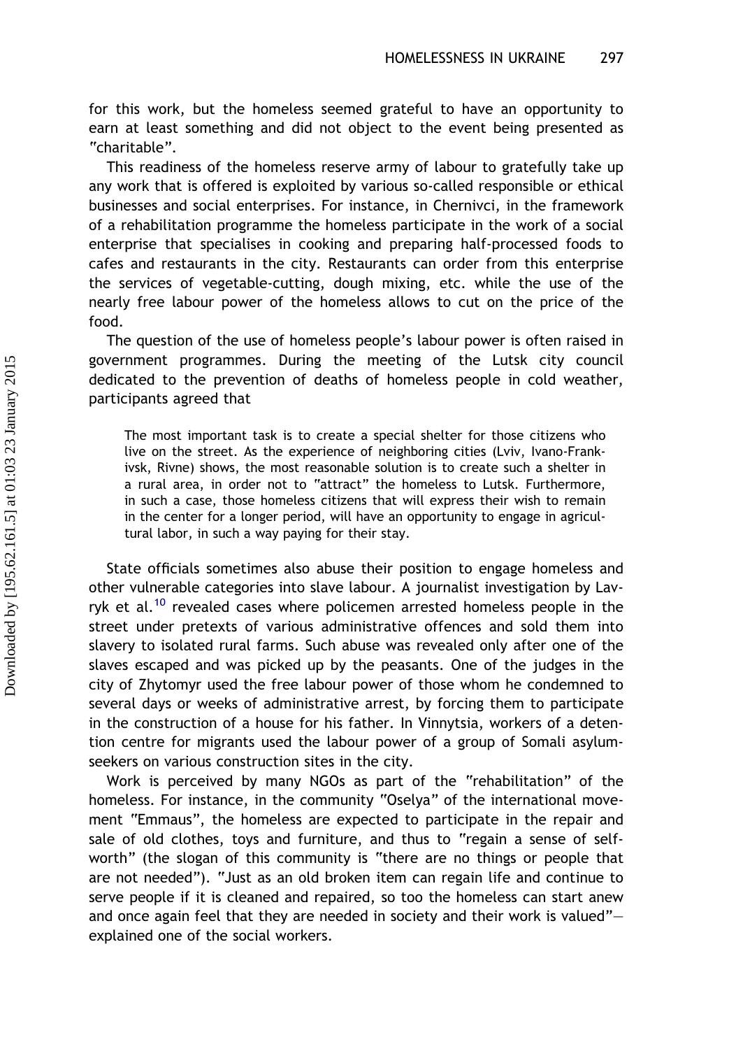for this work, but the homeless seemed grateful to have an opportunity to earn at least something and did not object to the event being presented as "charitable".

This readiness of the homeless reserve army of labour to gratefully take up any work that is offered is exploited by various so-called responsible or ethical businesses and social enterprises. For instance, in Chernivci, in the framework of a rehabilitation programme the homeless participate in the work of a social enterprise that specialises in cooking and preparing half-processed foods to cafes and restaurants in the city. Restaurants can order from this enterprise the services of vegetable-cutting, dough mixing, etc. while the use of the nearly free labour power of the homeless allows to cut on the price of the food.

The question of the use of homeless people's labour power is often raised in government programmes. During the meeting of the Lutsk city council dedicated to the prevention of deaths of homeless people in cold weather, participants agreed that

> The most important task is to create a special shelter for those citizens who live on the street. As the experience of neighboring cities (Lviv, Ivano-Frankivsk, Rivne) shows, the most reasonable solution is to create such a shelter in a rural area, in order not to "attract" the homeless to Lutsk. Furthermore, in such a case, those homeless citizens that will express their wish to remain in the center for a longer period, will have an opportunity to engage in agricultural labor, in such a way paying for their stay.

State officials sometimes also abuse their position to engage homeless and other vulnerable categories into slave labour. A journalist investigation by Lavryk et al.[10] revealed cases where policemen arrested homeless people in the street under pretexts of various administrative offences and sold them into slavery to isolated rural farms. Such abuse was revealed only after one of the slaves escaped and was picked up by the peasants. One of the judges in the city of Zhytomyr used the free labour power of those whom he condemned to several days or weeks of administrative arrest, by forcing them to participate in the construction of a house for his father. In Vinnytsia, workers of a detention centre for migrants used the labour power of a group of Somali asylum-seekers on various construction sites in the city.

Work is perceived by many NGOs as part of the "rehabilitation" of the homeless. For instance, in the community "Oselya" of the international movement "Emmaus", the homeless are expected to participate in the repair and sale of old clothes, toys and furniture, and thus to "regain a sense of self-worth" (the slogan of this community is "there are no things or people that are not needed"). "Just as an old broken item can regain life and continue to serve people if it is cleaned and repaired, so too the homeless can start anew and once again feel that they are needed in society and their work is valued"—explained one of the social workers.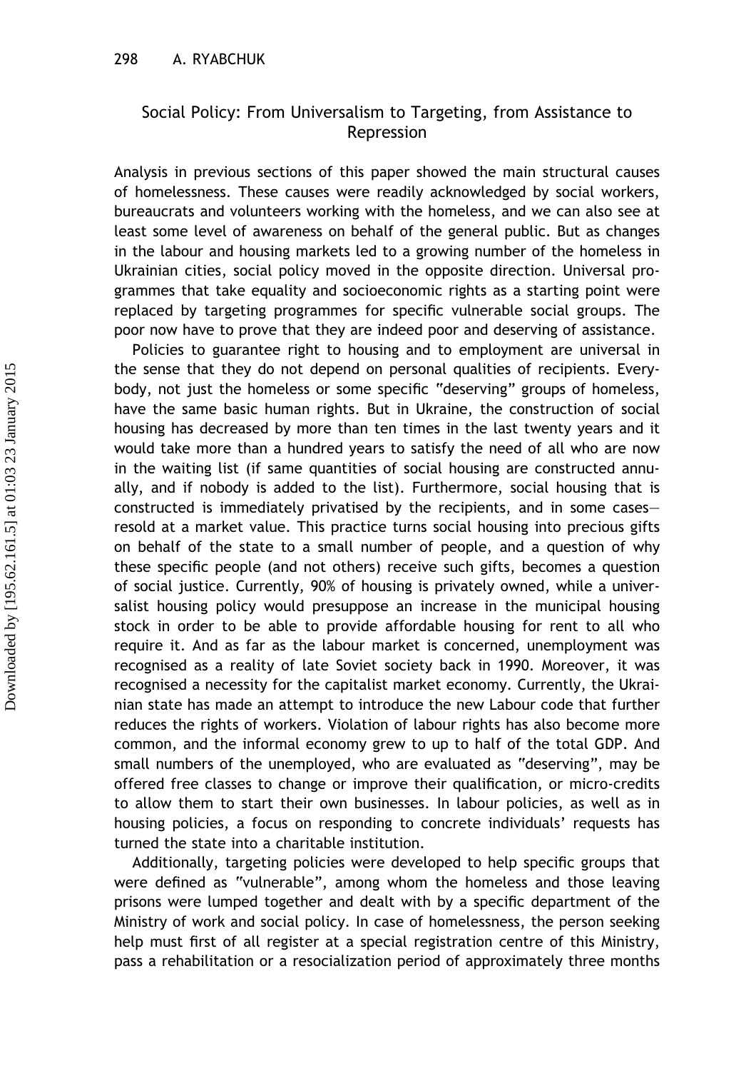## Social Policy: From Universalism to Targeting, from Assistance to Repression

Analysis in previous sections of this paper showed the main structural causes of homelessness. These causes were readily acknowledged by social workers, bureaucrats and volunteers working with the homeless, and we can also see at least some level of awareness on behalf of the general public. But as changes in the labour and housing markets led to a growing number of the homeless in Ukrainian cities, social policy moved in the opposite direction. Universal programmes that take equality and socioeconomic rights as a starting point were replaced by targeting programmes for specific vulnerable social groups. The poor now have to prove that they are indeed poor and deserving of assistance.

Policies to guarantee right to housing and to employment are universal in the sense that they do not depend on personal qualities of recipients. Everybody, not just the homeless or some specific "deserving" groups of homeless, have the same basic human rights. But in Ukraine, the construction of social housing has decreased by more than ten times in the last twenty years and it would take more than a hundred years to satisfy the need of all who are now in the waiting list (if same quantities of social housing are constructed annually, and if nobody is added to the list). Furthermore, social housing that is constructed is immediately privatised by the recipients, and in some cases—resold at a market value. This practice turns social housing into precious gifts on behalf of the state to a small number of people, and a question of why these specific people (and not others) receive such gifts, becomes a question of social justice. Currently, 90% of housing is privately owned, while a universalist housing policy would presuppose an increase in the municipal housing stock in order to be able to provide affordable housing for rent to all who require it. And as far as the labour market is concerned, unemployment was recognised as a reality of late Soviet society back in 1990. Moreover, it was recognised a necessity for the capitalist market economy. Currently, the Ukrainian state has made an attempt to introduce the new Labour code that further reduces the rights of workers. Violation of labour rights has also become more common, and the informal economy grew to up to half of the total GDP. And small numbers of the unemployed, who are evaluated as "deserving", may be offered free classes to change or improve their qualification, or micro-credits to allow them to start their own businesses. In labour policies, as well as in housing policies, a focus on responding to concrete individuals' requests has turned the state into a charitable institution.

Additionally, targeting policies were developed to help specific groups that were defined as "vulnerable", among whom the homeless and those leaving prisons were lumped together and dealt with by a specific department of the Ministry of work and social policy. In case of homelessness, the person seeking help must first of all register at a special registration centre of this Ministry, pass a rehabilitation or a resocialization period of approximately three months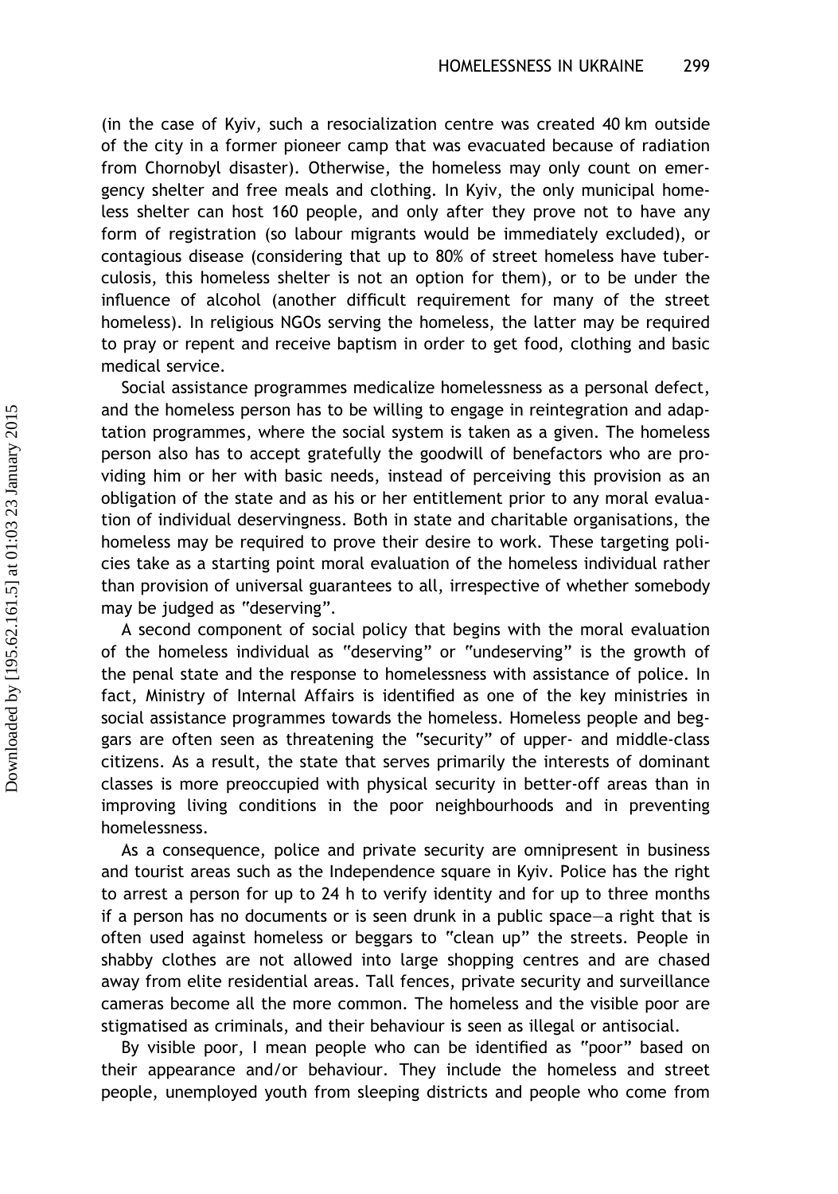(in the case of Kyiv, such a resocialization centre was created 40 km outside of the city in a former pioneer camp that was evacuated because of radiation from Chornobyl disaster). Otherwise, the homeless may only count on emergency shelter and free meals and clothing. In Kyiv, the only municipal homeless shelter can host 160 people, and only after they prove not to have any form of registration (so labour migrants would be immediately excluded), or contagious disease (considering that up to 80% of street homeless have tuberculosis, this homeless shelter is not an option for them), or to be under the influence of alcohol (another difficult requirement for many of the street homeless). In religious NGOs serving the homeless, the latter may be required to pray or repent and receive baptism in order to get food, clothing and basic medical service.

Social assistance programmes medicalize homelessness as a personal defect, and the homeless person has to be willing to engage in reintegration and adaptation programmes, where the social system is taken as a given. The homeless person also has to accept gratefully the goodwill of benefactors who are providing him or her with basic needs, instead of perceiving this provision as an obligation of the state and as his or her entitlement prior to any moral evaluation of individual deservingness. Both in state and charitable organisations, the homeless may be required to prove their desire to work. These targeting policies take as a starting point moral evaluation of the homeless individual rather than provision of universal guarantees to all, irrespective of whether somebody may be judged as "deserving".

A second component of social policy that begins with the moral evaluation of the homeless individual as "deserving" or "undeserving" is the growth of the penal state and the response to homelessness with assistance of police. In fact, Ministry of Internal Affairs is identified as one of the key ministries in social assistance programmes towards the homeless. Homeless people and beggars are often seen as threatening the "security" of upper- and middle-class citizens. As a result, the state that serves primarily the interests of dominant classes is more preoccupied with physical security in better-off areas than in improving living conditions in the poor neighbourhoods and in preventing homelessness.

As a consequence, police and private security are omnipresent in business and tourist areas such as the Independence square in Kyiv. Police has the right to arrest a person for up to 24 h to verify identity and for up to three months if a person has no documents or is seen drunk in a public space—a right that is often used against homeless or beggars to "clean up" the streets. People in shabby clothes are not allowed into large shopping centres and are chased away from elite residential areas. Tall fences, private security and surveillance cameras become all the more common. The homeless and the visible poor are stigmatised as criminals, and their behaviour is seen as illegal or antisocial.

By visible poor, I mean people who can be identified as "poor" based on their appearance and/or behaviour. They include the homeless and street people, unemployed youth from sleeping districts and people who come from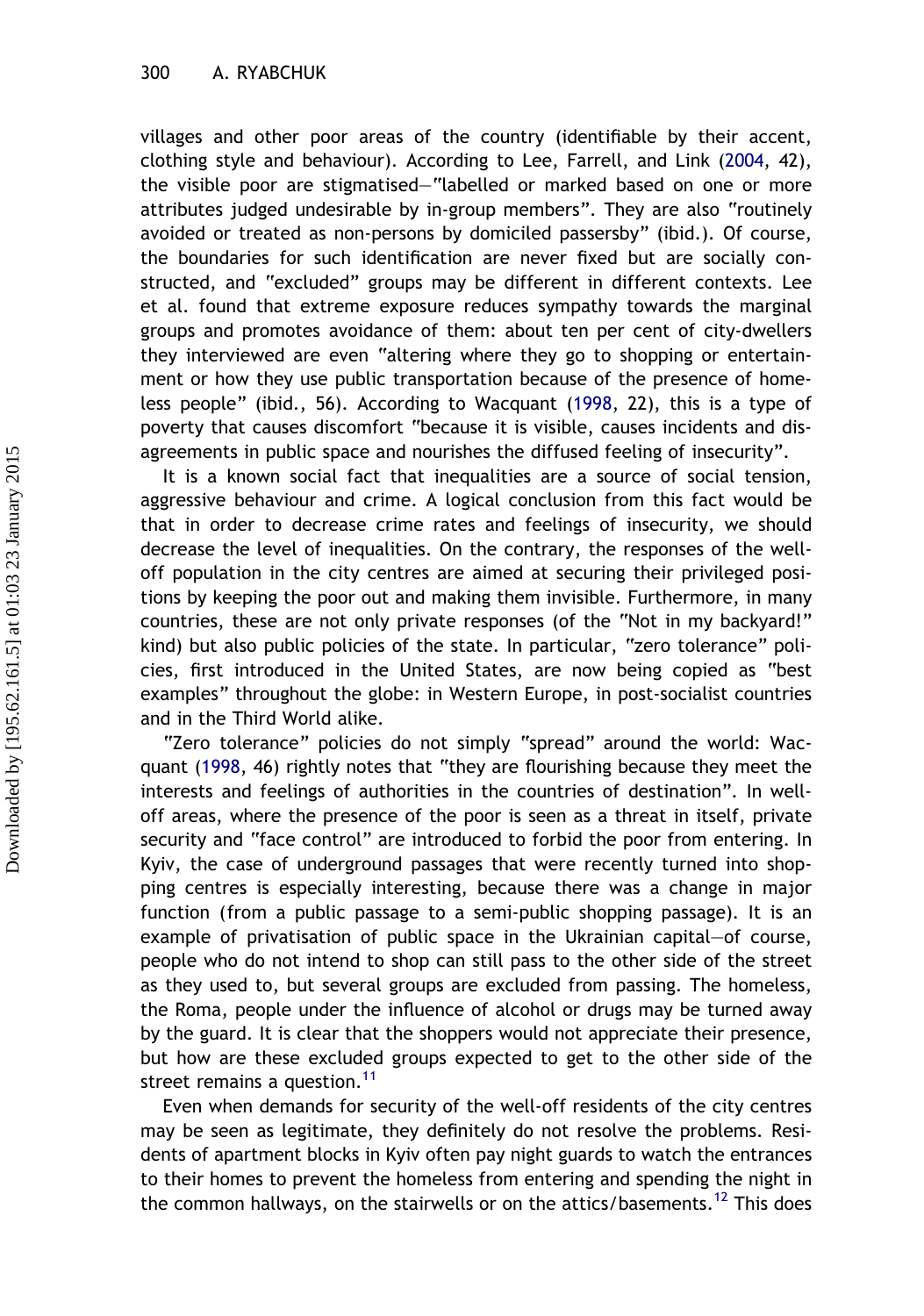villages and other poor areas of the country (identifiable by their accent, clothing style and behaviour). According to Lee, Farrell, and Link (2004, 42), the visible poor are stigmatised—"labelled or marked based on one or more attributes judged undesirable by in-group members". They are also "routinely avoided or treated as non-persons by domiciled passersby" (ibid.). Of course, the boundaries for such identification are never fixed but are socially constructed, and "excluded" groups may be different in different contexts. Lee et al. found that extreme exposure reduces sympathy towards the marginal groups and promotes avoidance of them: about ten per cent of city-dwellers they interviewed are even "altering where they go to shopping or entertainment or how they use public transportation because of the presence of homeless people" (ibid., 56). According to Wacquant (1998, 22), this is a type of poverty that causes discomfort "because it is visible, causes incidents and disagreements in public space and nourishes the diffused feeling of insecurity".

It is a known social fact that inequalities are a source of social tension, aggressive behaviour and crime. A logical conclusion from this fact would be that in order to decrease crime rates and feelings of insecurity, we should decrease the level of inequalities. On the contrary, the responses of the well-off population in the city centres are aimed at securing their privileged positions by keeping the poor out and making them invisible. Furthermore, in many countries, these are not only private responses (of the "Not in my backyard!" kind) but also public policies of the state. In particular, "zero tolerance" policies, first introduced in the United States, are now being copied as "best examples" throughout the globe: in Western Europe, in post-socialist countries and in the Third World alike.

"Zero tolerance" policies do not simply "spread" around the world: Wacquant (1998, 46) rightly notes that "they are flourishing because they meet the interests and feelings of authorities in the countries of destination". In well-off areas, where the presence of the poor is seen as a threat in itself, private security and "face control" are introduced to forbid the poor from entering. In Kyiv, the case of underground passages that were recently turned into shopping centres is especially interesting, because there was a change in major function (from a public passage to a semi-public shopping passage). It is an example of privatisation of public space in the Ukrainian capital—of course, people who do not intend to shop can still pass to the other side of the street as they used to, but several groups are excluded from passing. The homeless, the Roma, people under the influence of alcohol or drugs may be turned away by the guard. It is clear that the shoppers would not appreciate their presence, but how are these excluded groups expected to get to the other side of the street remains a question.[11]

Even when demands for security of the well-off residents of the city centres may be seen as legitimate, they definitely do not resolve the problems. Residents of apartment blocks in Kyiv often pay night guards to watch the entrances to their homes to prevent the homeless from entering and spending the night in the common hallways, on the stairwells or on the attics/basements.[12] This does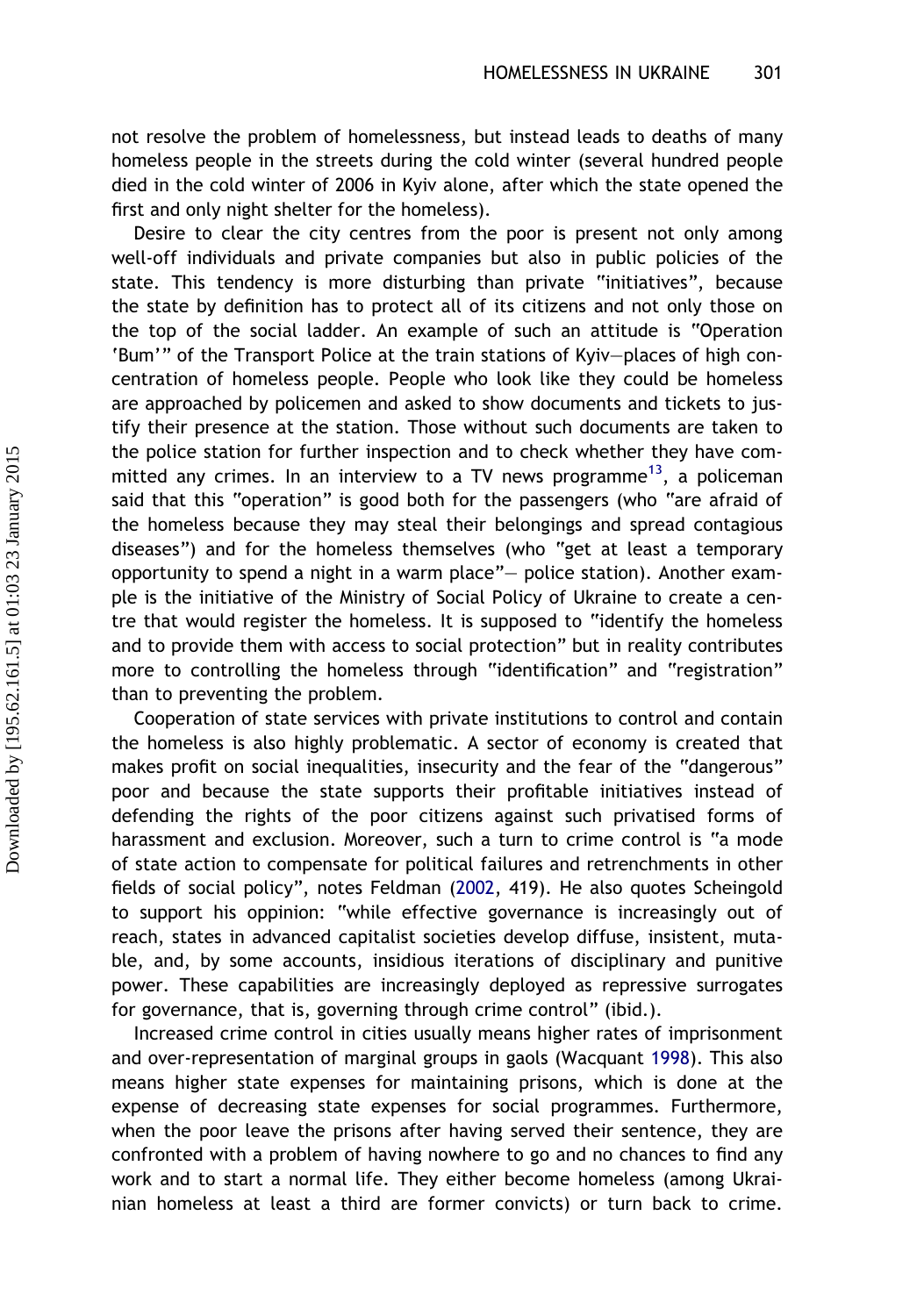not resolve the problem of homelessness, but instead leads to deaths of many homeless people in the streets during the cold winter (several hundred people died in the cold winter of 2006 in Kyiv alone, after which the state opened the first and only night shelter for the homeless).

Desire to clear the city centres from the poor is present not only among well-off individuals and private companies but also in public policies of the state. This tendency is more disturbing than private "initiatives", because the state by definition has to protect all of its citizens and not only those on the top of the social ladder. An example of such an attitude is "Operation 'Bum'" of the Transport Police at the train stations of Kyiv—places of high concentration of homeless people. People who look like they could be homeless are approached by policemen and asked to show documents and tickets to justify their presence at the station. Those without such documents are taken to the police station for further inspection and to check whether they have committed any crimes. In an interview to a TV news programme[13], a policeman said that this "operation" is good both for the passengers (who "are afraid of the homeless because they may steal their belongings and spread contagious diseases") and for the homeless themselves (who "get at least a temporary opportunity to spend a night in a warm place"— police station). Another example is the initiative of the Ministry of Social Policy of Ukraine to create a centre that would register the homeless. It is supposed to "identify the homeless and to provide them with access to social protection" but in reality contributes more to controlling the homeless through "identification" and "registration" than to preventing the problem.

Cooperation of state services with private institutions to control and contain the homeless is also highly problematic. A sector of economy is created that makes profit on social inequalities, insecurity and the fear of the "dangerous" poor and because the state supports their profitable initiatives instead of defending the rights of the poor citizens against such privatised forms of harassment and exclusion. Moreover, such a turn to crime control is "a mode of state action to compensate for political failures and retrenchments in other fields of social policy", notes Feldman (2002, 419). He also quotes Scheingold to support his opinion: "while effective governance is increasingly out of reach, states in advanced capitalist societies develop diffuse, insistent, mutable, and, by some accounts, insidious iterations of disciplinary and punitive power. These capabilities are increasingly deployed as repressive surrogates for governance, that is, governing through crime control" (ibid.).

Increased crime control in cities usually means higher rates of imprisonment and over-representation of marginal groups in gaols (Wacquant 1998). This also means higher state expenses for maintaining prisons, which is done at the expense of decreasing state expenses for social programmes. Furthermore, when the poor leave the prisons after having served their sentence, they are confronted with a problem of having nowhere to go and no chances to find any work and to start a normal life. They either become homeless (among Ukrainian homeless at least a third are former convicts) or turn back to crime.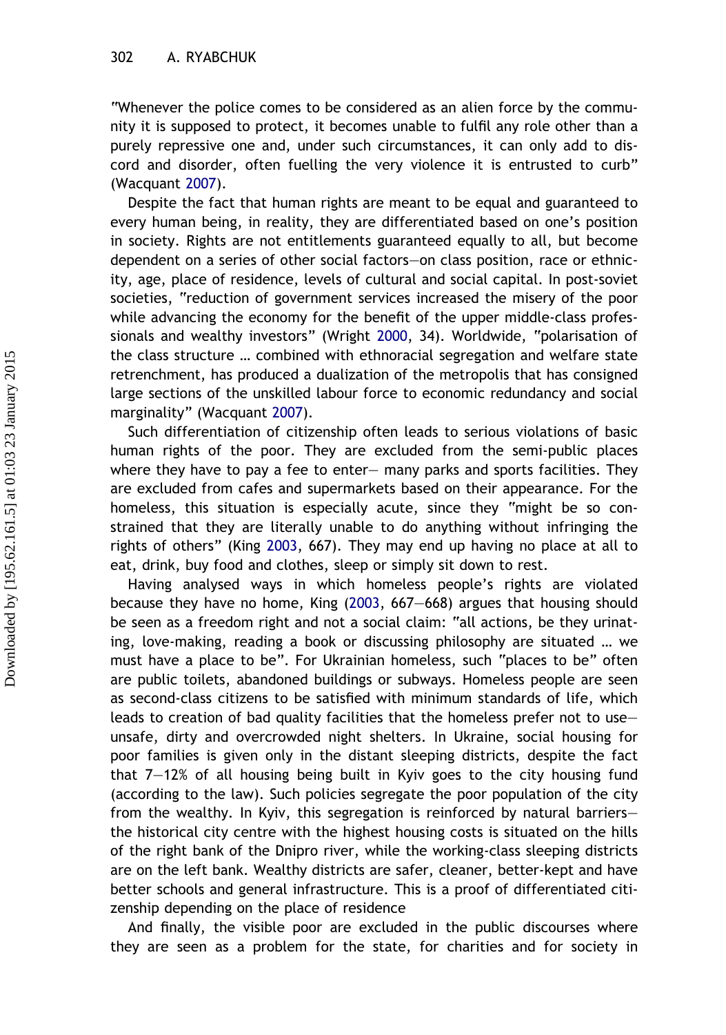"Whenever the police comes to be considered as an alien force by the community it is supposed to protect, it becomes unable to fulfil any role other than a purely repressive one and, under such circumstances, it can only add to discord and disorder, often fuelling the very violence it is entrusted to curb" (Wacquant 2007).

Despite the fact that human rights are meant to be equal and guaranteed to every human being, in reality, they are differentiated based on one's position in society. Rights are not entitlements guaranteed equally to all, but become dependent on a series of other social factors—on class position, race or ethnicity, age, place of residence, levels of cultural and social capital. In post-soviet societies, "reduction of government services increased the misery of the poor while advancing the economy for the benefit of the upper middle-class professionals and wealthy investors" (Wright 2000, 34). Worldwide, "polarisation of the class structure … combined with ethnoracial segregation and welfare state retrenchment, has produced a dualization of the metropolis that has consigned large sections of the unskilled labour force to economic redundancy and social marginality" (Wacquant 2007).

Such differentiation of citizenship often leads to serious violations of basic human rights of the poor. They are excluded from the semi-public places where they have to pay a fee to enter— many parks and sports facilities. They are excluded from cafes and supermarkets based on their appearance. For the homeless, this situation is especially acute, since they "might be so constrained that they are literally unable to do anything without infringing the rights of others" (King 2003, 667). They may end up having no place at all to eat, drink, buy food and clothes, sleep or simply sit down to rest.

Having analysed ways in which homeless people's rights are violated because they have no home, King (2003, 667–668) argues that housing should be seen as a freedom right and not a social claim: "all actions, be they urinating, love-making, reading a book or discussing philosophy are situated … we must have a place to be". For Ukrainian homeless, such "places to be" often are public toilets, abandoned buildings or subways. Homeless people are seen as second-class citizens to be satisfied with minimum standards of life, which leads to creation of bad quality facilities that the homeless prefer not to use—unsafe, dirty and overcrowded night shelters. In Ukraine, social housing for poor families is given only in the distant sleeping districts, despite the fact that 7–12% of all housing being built in Kyiv goes to the city housing fund (according to the law). Such policies segregate the poor population of the city from the wealthy. In Kyiv, this segregation is reinforced by natural barriers—the historical city centre with the highest housing costs is situated on the hills of the right bank of the Dnipro river, while the working-class sleeping districts are on the left bank. Wealthy districts are safer, cleaner, better-kept and have better schools and general infrastructure. This is a proof of differentiated citizenship depending on the place of residence

And finally, the visible poor are excluded in the public discourses where they are seen as a problem for the state, for charities and for society in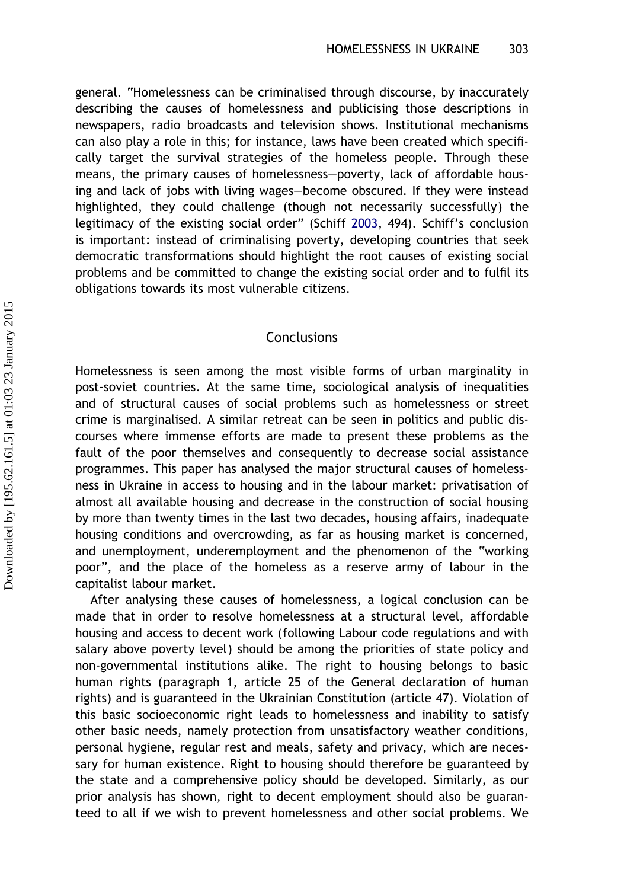general. "Homelessness can be criminalised through discourse, by inaccurately describing the causes of homelessness and publicising those descriptions in newspapers, radio broadcasts and television shows. Institutional mechanisms can also play a role in this; for instance, laws have been created which specifically target the survival strategies of the homeless people. Through these means, the primary causes of homelessness—poverty, lack of affordable housing and lack of jobs with living wages—become obscured. If they were instead highlighted, they could challenge (though not necessarily successfully) the legitimacy of the existing social order" (Schiff 2003, 494). Schiff's conclusion is important: instead of criminalising poverty, developing countries that seek democratic transformations should highlight the root causes of existing social problems and be committed to change the existing social order and to fulfil its obligations towards its most vulnerable citizens.

## Conclusions

Homelessness is seen among the most visible forms of urban marginality in post-soviet countries. At the same time, sociological analysis of inequalities and of structural causes of social problems such as homelessness or street crime is marginalised. A similar retreat can be seen in politics and public discourses where immense efforts are made to present these problems as the fault of the poor themselves and consequently to decrease social assistance programmes. This paper has analysed the major structural causes of homelessness in Ukraine in access to housing and in the labour market: privatisation of almost all available housing and decrease in the construction of social housing by more than twenty times in the last two decades, housing affairs, inadequate housing conditions and overcrowding, as far as housing market is concerned, and unemployment, underemployment and the phenomenon of the "working poor", and the place of the homeless as a reserve army of labour in the capitalist labour market.

After analysing these causes of homelessness, a logical conclusion can be made that in order to resolve homelessness at a structural level, affordable housing and access to decent work (following Labour code regulations and with salary above poverty level) should be among the priorities of state policy and non-governmental institutions alike. The right to housing belongs to basic human rights (paragraph 1, article 25 of the General declaration of human rights) and is guaranteed in the Ukrainian Constitution (article 47). Violation of this basic socioeconomic right leads to homelessness and inability to satisfy other basic needs, namely protection from unsatisfactory weather conditions, personal hygiene, regular rest and meals, safety and privacy, which are necessary for human existence. Right to housing should therefore be guaranteed by the state and a comprehensive policy should be developed. Similarly, as our prior analysis has shown, right to decent employment should also be guaranteed to all if we wish to prevent homelessness and other social problems. We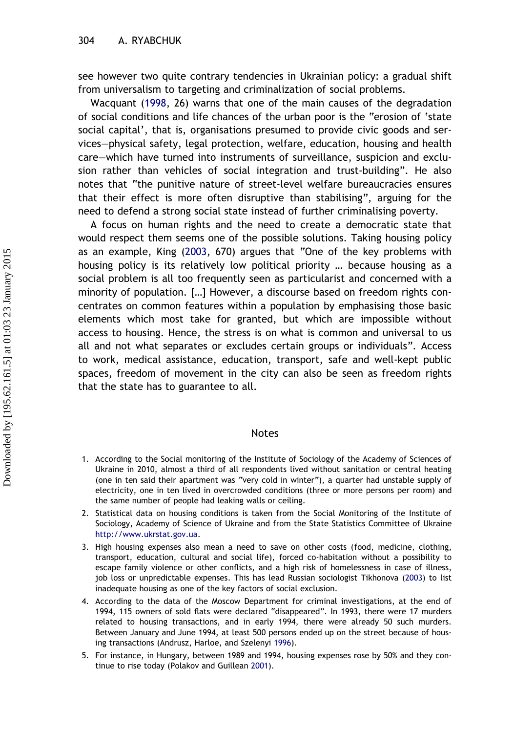see however two quite contrary tendencies in Ukrainian policy: a gradual shift from universalism to targeting and criminalization of social problems.

Wacquant (1998, 26) warns that one of the main causes of the degradation of social conditions and life chances of the urban poor is the "erosion of 'state social capital', that is, organisations presumed to provide civic goods and services—physical safety, legal protection, welfare, education, housing and health care—which have turned into instruments of surveillance, suspicion and exclusion rather than vehicles of social integration and trust-building". He also notes that "the punitive nature of street-level welfare bureaucracies ensures that their effect is more often disruptive than stabilising", arguing for the need to defend a strong social state instead of further criminalising poverty.

A focus on human rights and the need to create a democratic state that would respect them seems one of the possible solutions. Taking housing policy as an example, King (2003, 670) argues that "One of the key problems with housing policy is its relatively low political priority … because housing as a social problem is all too frequently seen as particularist and concerned with a minority of population. […] However, a discourse based on freedom rights concentrates on common features within a population by emphasising those basic elements which most take for granted, but which are impossible without access to housing. Hence, the stress is on what is common and universal to us all and not what separates or excludes certain groups or individuals". Access to work, medical assistance, education, transport, safe and well-kept public spaces, freedom of movement in the city can also be seen as freedom rights that the state has to guarantee to all.

## Notes

1. According to the Social monitoring of the Institute of Sociology of the Academy of Sciences of Ukraine in 2010, almost a third of all respondents lived without sanitation or central heating (one in ten said their apartment was "very cold in winter"), a quarter had unstable supply of electricity, one in ten lived in overcrowded conditions (three or more persons per room) and the same number of people had leaking walls or ceiling.
2. Statistical data on housing conditions is taken from the Social Monitoring of the Institute of Sociology, Academy of Science of Ukraine and from the State Statistics Committee of Ukraine http://www.ukrstat.gov.ua.
3. High housing expenses also mean a need to save on other costs (food, medicine, clothing, transport, education, cultural and social life), forced co-habitation without a possibility to escape family violence or other conflicts, and a high risk of homelessness in case of illness, job loss or unpredictable expenses. This has lead Russian sociologist Tikhonova (2003) to list inadequate housing as one of the key factors of social exclusion.
4. According to the data of the Moscow Department for criminal investigations, at the end of 1994, 115 owners of sold flats were declared "disappeared". In 1993, there were 17 murders related to housing transactions, and in early 1994, there were already 50 such murders. Between January and June 1994, at least 500 persons ended up on the street because of housing transactions (Andrusz, Harloe, and Szelenyi 1996).
5. For instance, in Hungary, between 1989 and 1994, housing expenses rose by 50% and they continue to rise today (Polakov and Guillean 2001).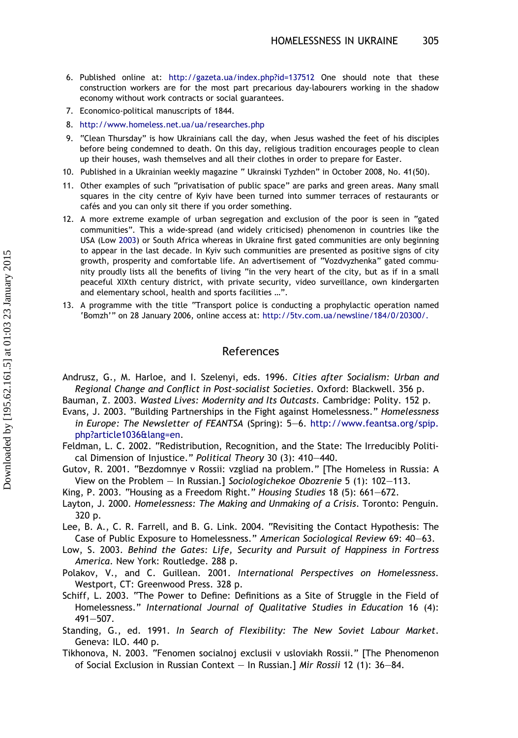6. Published online at: http://gazeta.ua/index.php?id=137512 One should note that these construction workers are for the most part precarious day-labourers working in the shadow economy without work contracts or social guarantees.
7. Economico-political manuscripts of 1844.
8. http://www.homeless.net.ua/ua/researches.php
9. "Clean Thursday" is how Ukrainians call the day, when Jesus washed the feet of his disciples before being condemned to death. On this day, religious tradition encourages people to clean up their houses, wash themselves and all their clothes in order to prepare for Easter.
10. Published in a Ukrainian weekly magazine " Ukrainski Tyzhden" in October 2008, No. 41(50).
11. Other examples of such "privatisation of public space" are parks and green areas. Many small squares in the city centre of Kyiv have been turned into summer terraces of restaurants or cafés and you can only sit there if you order something.
12. A more extreme example of urban segregation and exclusion of the poor is seen in "gated communities". This a wide-spread (and widely criticised) phenomenon in countries like the USA (Low 2003) or South Africa whereas in Ukraine first gated communities are only beginning to appear in the last decade. In Kyiv such communities are presented as positive signs of city growth, prosperity and comfortable life. An advertisement of "Vozdvyzhenka" gated community proudly lists all the benefits of living "in the very heart of the city, but as if in a small peaceful XIXth century district, with private security, video surveillance, own kindergarten and elementary school, health and sports facilities …".
13. A programme with the title "Transport police is conducting a prophylactic operation named 'Bomzh'" on 28 January 2006, online access at: http://5tv.com.ua/newsline/184/0/20300/.

## References

Andrusz, G., M. Harloe, and I. Szelenyi, eds. 1996. *Cities after Socialism: Urban and Regional Change and Conflict in Post-socialist Societies*. Oxford: Blackwell. 356 p.

Bauman, Z. 2003. *Wasted Lives: Modernity and Its Outcasts*. Cambridge: Polity. 152 p.

Evans, J. 2003. "Building Partnerships in the Fight against Homelessness." *Homelessness in Europe: The Newsletter of FEANTSA* (Spring): 5–6. http://www.feantsa.org/spip.php?article1036&lang=en.

Feldman, L. C. 2002. "Redistribution, Recognition, and the State: The Irreducibly Political Dimension of Injustice." *Political Theory* 30 (3): 410–440.

Gutov, R. 2001. "Bezdomnye v Rossii: vzgliad na problem." [The Homeless in Russia: A View on the Problem – In Russian.] *Sociologichekoe Obozrenie* 5 (1): 102–113.

King, P. 2003. "Housing as a Freedom Right." *Housing Studies* 18 (5): 661–672.

Layton, J. 2000. *Homelessness: The Making and Unmaking of a Crisis*. Toronto: Penguin. 320 p.

Lee, B. A., C. R. Farrell, and B. G. Link. 2004. "Revisiting the Contact Hypothesis: The Case of Public Exposure to Homelessness." *American Sociological Review* 69: 40–63.

Low, S. 2003. *Behind the Gates: Life, Security and Pursuit of Happiness in Fortress America*. New York: Routledge. 288 p.

Polakov, V., and C. Guillean. 2001. *International Perspectives on Homelessness*. Westport, CT: Greenwood Press. 328 p.

Schiff, L. 2003. "The Power to Define: Definitions as a Site of Struggle in the Field of Homelessness." *International Journal of Qualitative Studies in Education* 16 (4): 491–507.

Standing, G., ed. 1991. *In Search of Flexibility: The New Soviet Labour Market*. Geneva: ILO. 440 p.

Tikhonova, N. 2003. "Fenomen socialnoj exclusii v usloviakh Rossii." [The Phenomenon of Social Exclusion in Russian Context – In Russian.] *Mir Rossii* 12 (1): 36–84.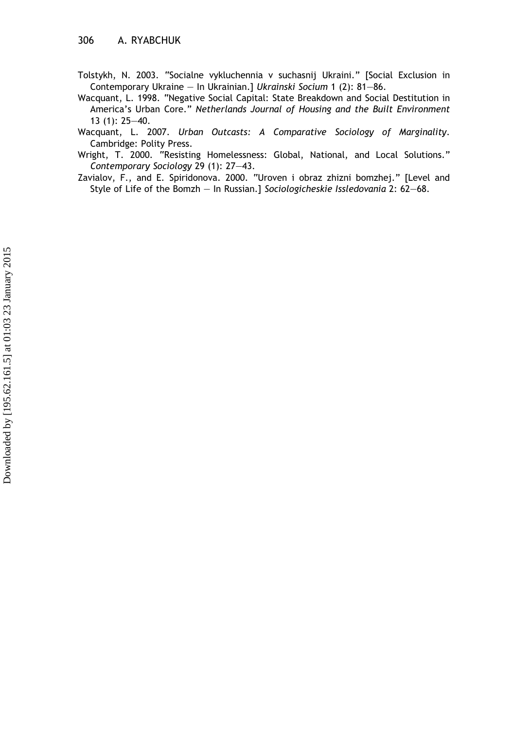Tolstykh, N. 2003. "Socialne vykluchennia v suchasnij Ukraini." [Social Exclusion in Contemporary Ukraine — In Ukrainian.] *Ukrainski Socium* 1 (2): 81—86.

Wacquant, L. 1998. "Negative Social Capital: State Breakdown and Social Destitution in America's Urban Core." *Netherlands Journal of Housing and the Built Environment* 13 (1): 25—40.

Wacquant, L. 2007. *Urban Outcasts: A Comparative Sociology of Marginality*. Cambridge: Polity Press.

Wright, T. 2000. "Resisting Homelessness: Global, National, and Local Solutions." *Contemporary Sociology* 29 (1): 27—43.

Zavialov, F., and E. Spiridonova. 2000. "Uroven i obraz zhizni bomzhej." [Level and Style of Life of the Bomzh — In Russian.] *Sociologicheskie Issledovania* 2: 62—68.